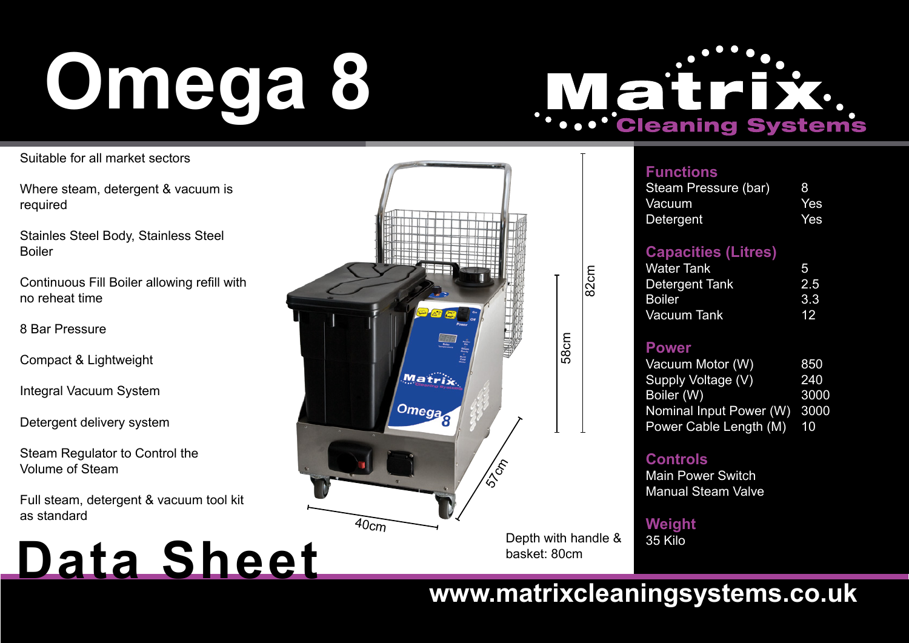# Omega 8

Matrix Cleaning Systems

Suitable for all market sectors

Where steam, detergent & vacuum is required

Stainles Steel Body, Stainless Steel Boiler

Continuous Fill Boiler allowing refill with no reheat time

8 Bar Pressure

Compact & Lightweight

Integral Vacuum System

Detergent delivery system

Steam Regulator to Control the Volume of Steam

Full steam, detergent & vacuum tool kit as standard

82cm

58cm

57cm

40cm

Depth with handle & basket: 80cm

## Functions

| | |
|---|---|
| Steam Pressure (bar) | 8 |
| Vacuum | Yes |
| Detergent | Yes |

## Capacities (Litres)

| | |
|---|---|
| Water Tank | 5 |
| Detergent Tank | 2.5 |
| Boiler | 3.3 |
| Vacuum Tank | 12 |

## Power

| | |
|---|---|
| Vacuum Motor (W) | 850 |
| Supply Voltage (V) | 240 |
| Boiler (W) | 3000 |
| Nominal Input Power (W) | 3000 |
| Power Cable Length (M) | 10 |

## Controls

Main Power Switch

Manual Steam Valve

## Weight

35 Kilo

# Data Sheet

www.matrixcleaningsystems.co.uk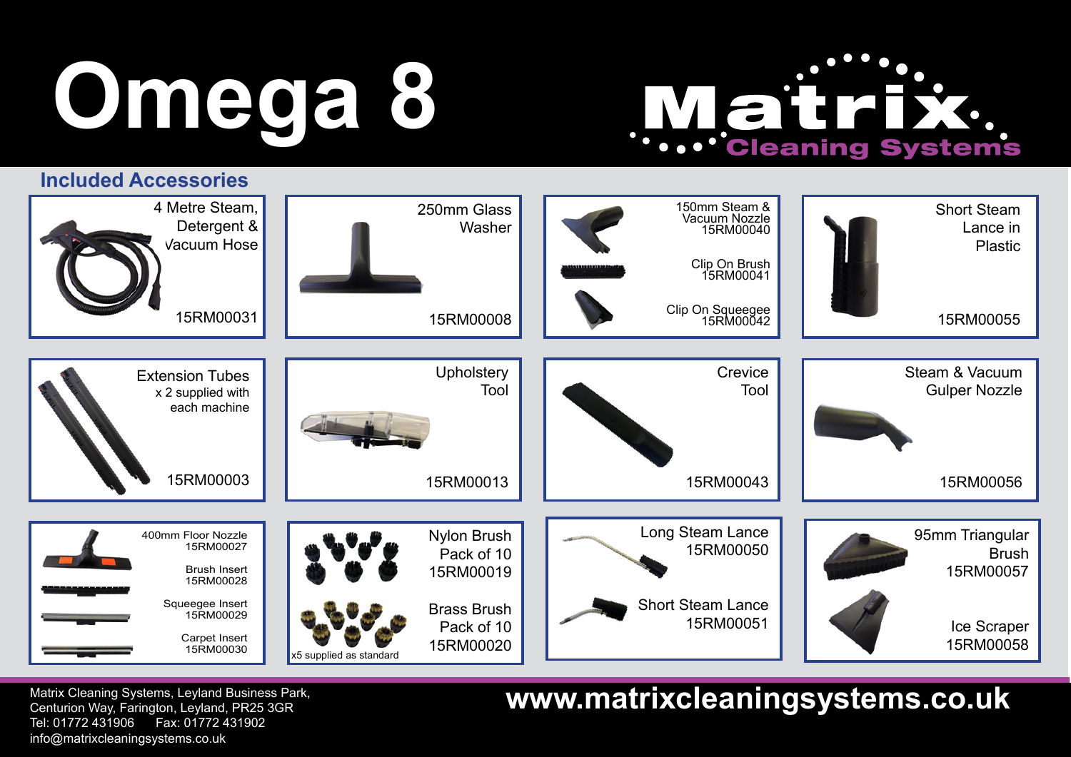# Omega 8

Matrix Cleaning Systems

## Included Accessories

4 Metre Steam, Detergent & Vacuum Hose
15RM00031

250mm Glass Washer
15RM00008

150mm Steam & Vacuum Nozzle
15RM00040

Clip On Brush
15RM00041

Clip On Squeegee
15RM00042

Short Steam Lance in Plastic
15RM00055

Extension Tubes
x 2 supplied with each machine
15RM00003

Upholstery Tool
15RM00013

Crevice Tool
15RM00043

Steam & Vacuum Gulper Nozzle
15RM00056

400mm Floor Nozzle
15RM00027

Brush Insert
15RM00028

Squeegee Insert
15RM00029

Carpet Insert
15RM00030

Nylon Brush
Pack of 10
15RM00019

Brass Brush
Pack of 10
15RM00020

x5 supplied as standard

Long Steam Lance
15RM00050

Short Steam Lance
15RM00051

95mm Triangular Brush
15RM00057

Ice Scraper
15RM00058

Matrix Cleaning Systems, Leyland Business Park,
Centurion Way, Farington, Leyland, PR25 3GR
Tel: 01772 431906 Fax: 01772 431902
info@matrixcleaningsystems.co.uk

**www.matrixcleaningsystems.co.uk**